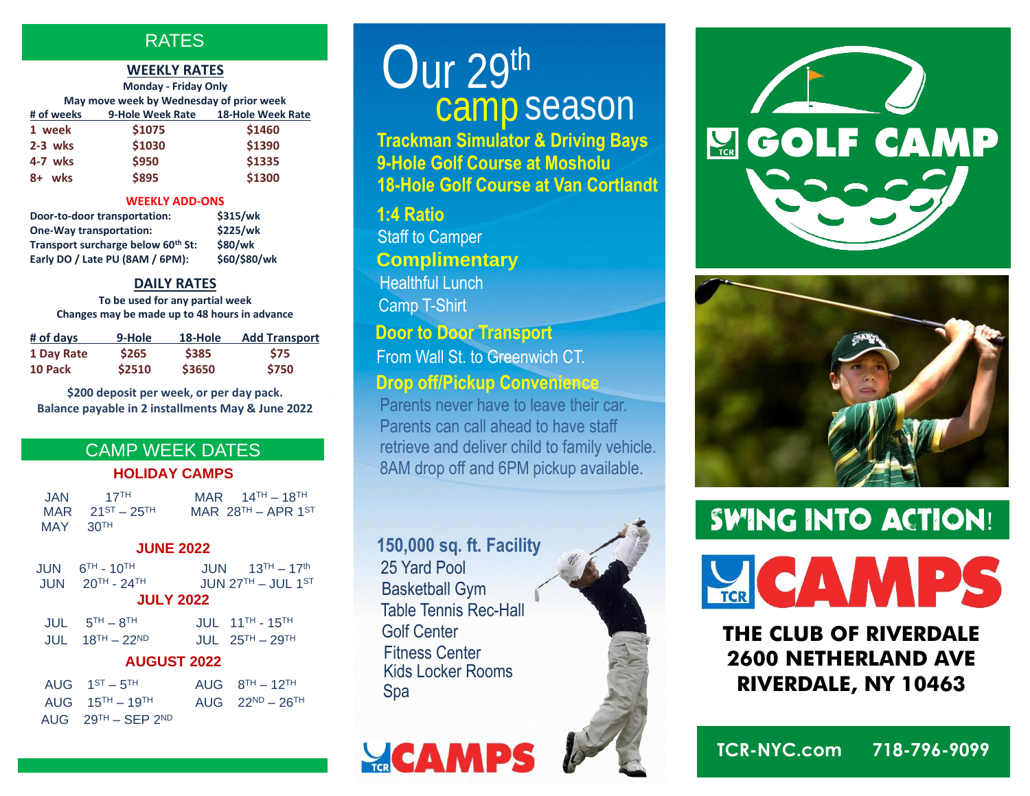## RATES

### WEEKLY RATES

**Monday - Friday Only**

**May move week by Wednesday of prior week**

| # of weeks | 9-Hole Week Rate | 18-Hole Week Rate |
|---|---|---|
| 1 week | $1075 | $1460 |
| 2-3 wks | $1030 | $1390 |
| 4-7 wks | $950 | $1335 |
| 8+ wks | $895 | $1300 |

### WEEKLY ADD-ONS

| | |
|---|---|
| Door-to-door transportation: | $315/wk |
| One-Way transportation: | $225/wk |
| Transport surcharge below 60th St: | $80/wk |
| Early DO / Late PU (8AM / 6PM): | $60/$80/wk |

### DAILY RATES

**To be used for any partial week**

**Changes may be made up to 48 hours in advance**

| # of days | 9-Hole | 18-Hole | Add Transport |
|---|---|---|---|
| 1 Day Rate | $265 | $385 | $75 |
| 10 Pack | $2510 | $3650 | $750 |

**$200 deposit per week, or per day pack.**
**Balance payable in 2 installments May & June 2022**

## CAMP WEEK DATES

### HOLIDAY CAMPS

JAN 17TH
MAR 14TH – 18TH
MAR 21ST – 25TH
MAR 28TH – APR 1ST
MAY 30TH

### JUNE 2022

JUN 6TH - 10TH
JUN 13TH – 17th
JUN 20TH - 24TH
JUN 27TH – JUL 1ST

### JULY 2022

JUL 5TH – 8TH
JUL 11TH - 15TH
JUL 18TH – 22ND
JUL 25TH – 29TH

### AUGUST 2022

AUG 1ST – 5TH
AUG 8TH – 12TH
AUG 15TH – 19TH
AUG 22ND – 26TH
AUG 29TH – SEP 2ND

# Our 29th camp season

**Trackman Simulator & Driving Bays**
**9-Hole Golf Course at Mosholu**
**18-Hole Golf Course at Van Cortlandt**

**1:4 Ratio**
Staff to Camper

**Complimentary**
Healthful Lunch
Camp T-Shirt

**Door to Door Transport**
From Wall St. to Greenwich CT.

**Drop off/Pickup Convenience**
Parents never have to leave their car. Parents can call ahead to have staff retrieve and deliver child to family vehicle. 8AM drop off and 6PM pickup available.

**150,000 sq. ft. Facility**
25 Yard Pool
Basketball Gym
Table Tennis Rec-Hall
Golf Center
Fitness Center
Kids Locker Rooms
Spa

TCR CAMPS

# TCR GOLF CAMP

## SWING INTO ACTION!

## TCR CAMPS

**THE CLUB OF RIVERDALE**
**2600 NETHERLAND AVE**
**RIVERDALE, NY 10463**

**TCR-NYC.com 718-796-9099**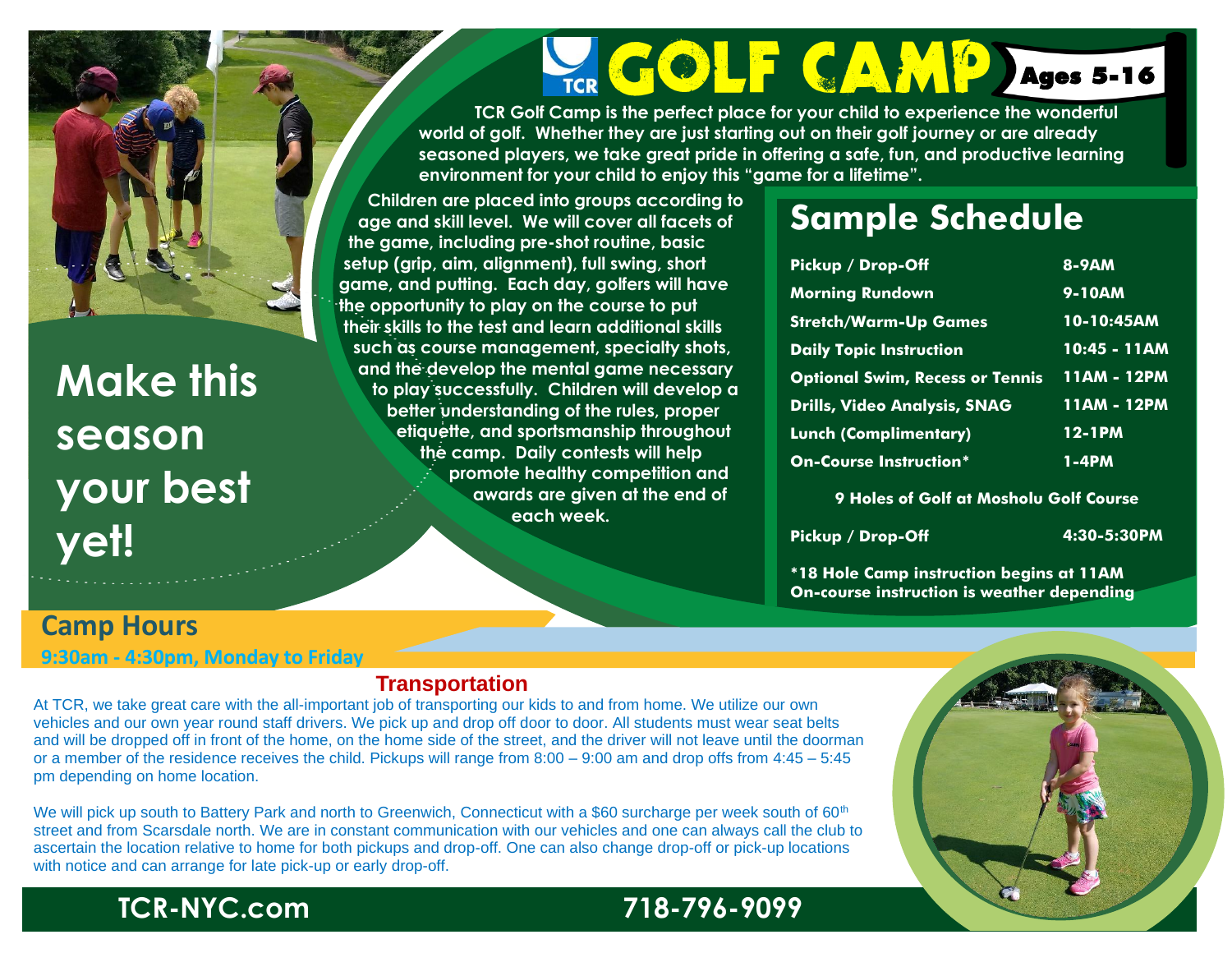# TCR GOLF CAMP

**Ages 5-16**

**TCR Golf Camp is the perfect place for your child to experience the wonderful world of golf. Whether they are just starting out on their golf journey or are already seasoned players, we take great pride in offering a safe, fun, and productive learning environment for your child to enjoy this "game for a lifetime".**

**Children are placed into groups according to age and skill level. We will cover all facets of the game, including pre-shot routine, basic setup (grip, aim, alignment), full swing, short game, and putting. Each day, golfers will have the opportunity to play on the course to put their skills to the test and learn additional skills such as course management, specialty shots, and the develop the mental game necessary to play successfully. Children will develop a better understanding of the rules, proper etiquette, and sportsmanship throughout the camp. Daily contests will help promote healthy competition and awards are given at the end of each week.**

## Make this season your best yet!

## Sample Schedule

| | |
|---|---|
| **Pickup / Drop-Off** | **8-9AM** |
| **Morning Rundown** | **9-10AM** |
| **Stretch/Warm-Up Games** | **10-10:45AM** |
| **Daily Topic Instruction** | **10:45 - 11AM** |
| **Optional Swim, Recess or Tennis** | **11AM - 12PM** |
| **Drills, Video Analysis, SNAG** | **11AM - 12PM** |
| **Lunch (Complimentary)** | **12-1PM** |
| **On-Course Instruction*** | **1-4PM** |
| **9 Holes of Golf at Mosholu Golf Course** | |
| **Pickup / Drop-Off** | **4:30-5:30PM** |

**\*18 Hole Camp instruction begins at 11AM**
**On-course instruction is weather depending**

## Camp Hours

**9:30am - 4:30pm, Monday to Friday**

## Transportation

At TCR, we take great care with the all-important job of transporting our kids to and from home. We utilize our own vehicles and our own year round staff drivers. We pick up and drop off door to door. All students must wear seat belts and will be dropped off in front of the home, on the home side of the street, and the driver will not leave until the doorman or a member of the residence receives the child. Pickups will range from 8:00 – 9:00 am and drop offs from 4:45 – 5:45 pm depending on home location.

We will pick up south to Battery Park and north to Greenwich, Connecticut with a $60 surcharge per week south of 60th street and from Scarsdale north. We are in constant communication with our vehicles and one can always call the club to ascertain the location relative to home for both pickups and drop-off. One can also change drop-off or pick-up locations with notice and can arrange for late pick-up or early drop-off.

**TCR-NYC.com** **718-796-9099**